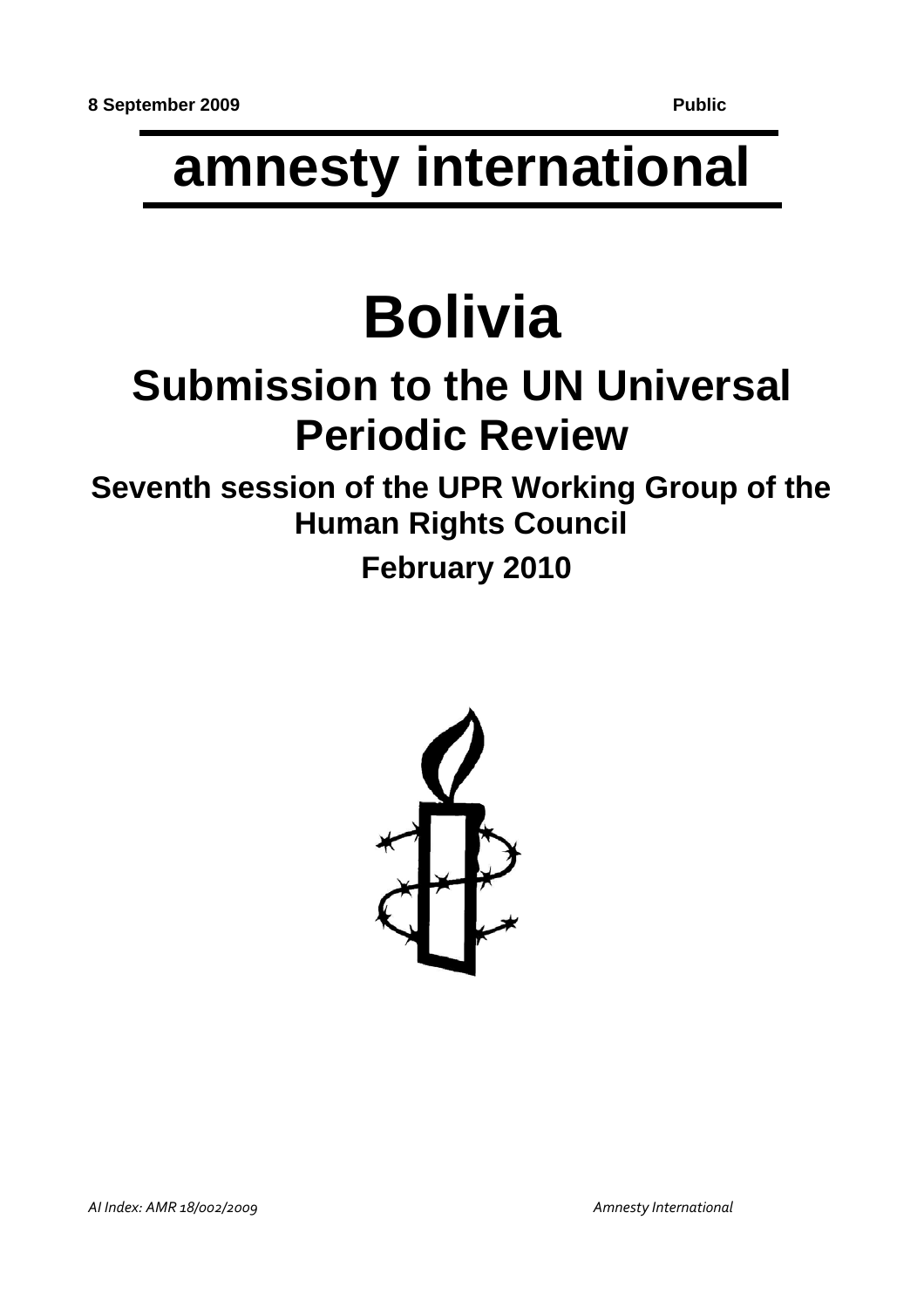**8 September 2009** **Public**

# amnesty international

# Bolivia

## Submission to the UN Universal Periodic Review

### Seventh session of the UPR Working Group of the Human Rights Council

### February 2010

*AI Index: AMR 18/002/2009* *Amnesty International*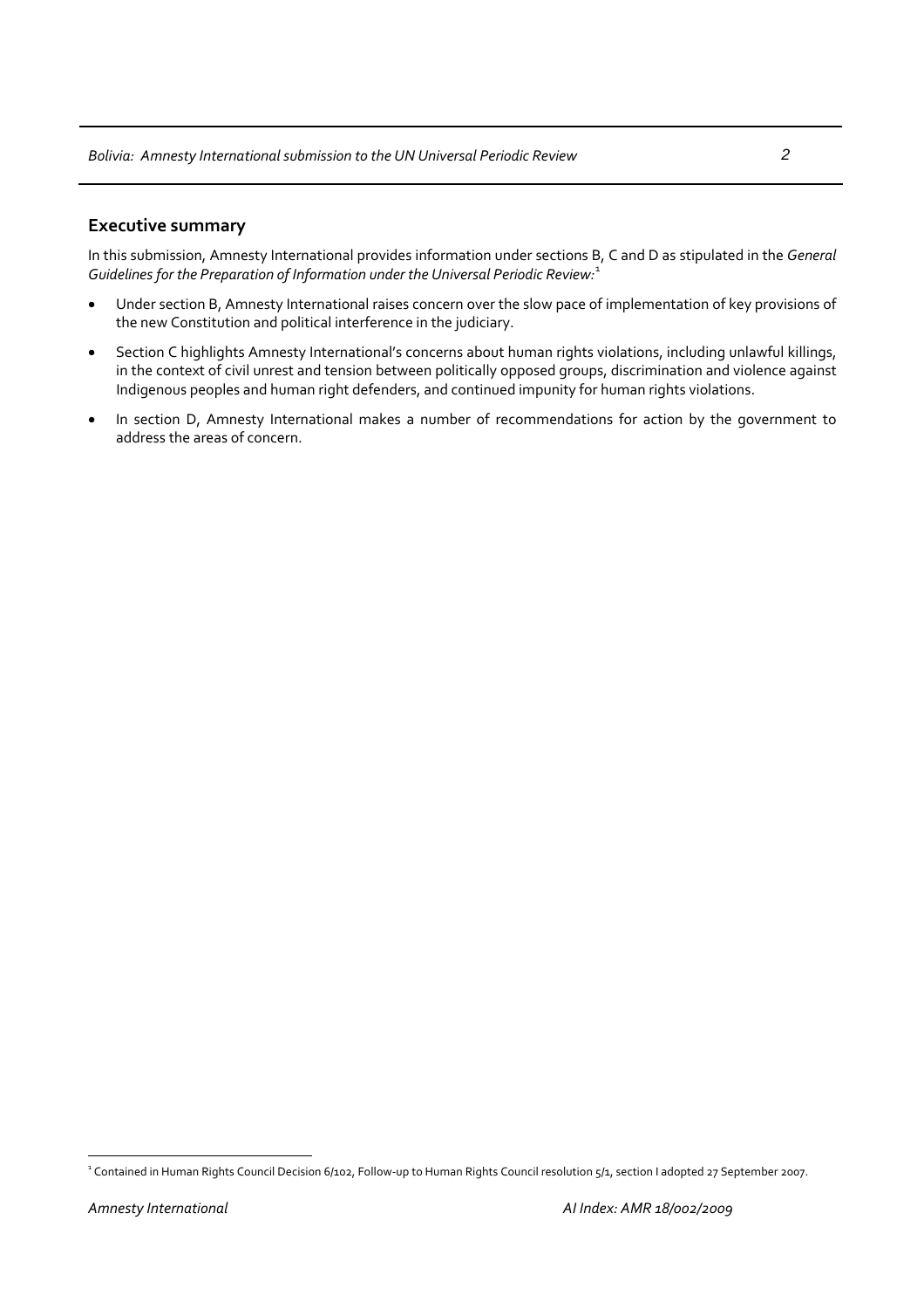## Executive summary

In this submission, Amnesty International provides information under sections B, C and D as stipulated in the *General Guidelines for the Preparation of Information under the Universal Periodic Review:*[1]

- Under section B, Amnesty International raises concern over the slow pace of implementation of key provisions of the new Constitution and political interference in the judiciary.
- Section C highlights Amnesty International's concerns about human rights violations, including unlawful killings, in the context of civil unrest and tension between politically opposed groups, discrimination and violence against Indigenous peoples and human right defenders, and continued impunity for human rights violations.
- In section D, Amnesty International makes a number of recommendations for action by the government to address the areas of concern.

---

[1] Contained in Human Rights Council Decision 6/102, Follow-up to Human Rights Council resolution 5/1, section I adopted 27 September 2007.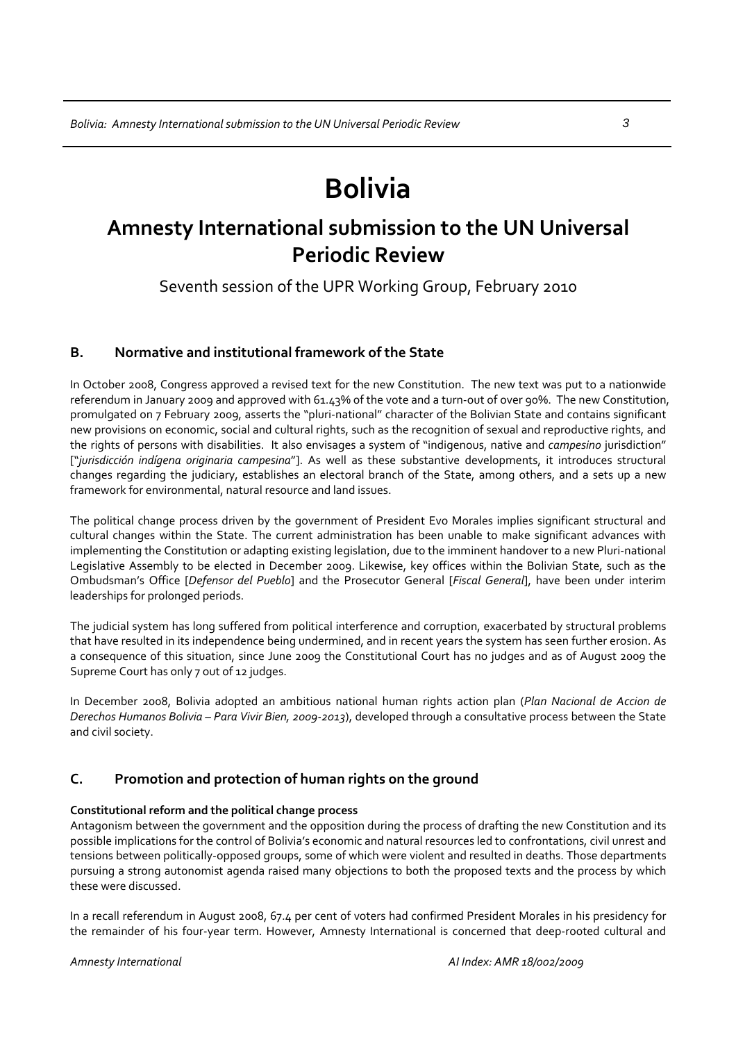# Bolivia

## Amnesty International submission to the UN Universal Periodic Review

Seventh session of the UPR Working Group, February 2010

### B. Normative and institutional framework of the State

In October 2008, Congress approved a revised text for the new Constitution. The new text was put to a nationwide referendum in January 2009 and approved with 61.43% of the vote and a turn-out of over 90%. The new Constitution, promulgated on 7 February 2009, asserts the "pluri-national" character of the Bolivian State and contains significant new provisions on economic, social and cultural rights, such as the recognition of sexual and reproductive rights, and the rights of persons with disabilities. It also envisages a system of "indigenous, native and *campesino* jurisdiction" ["*jurisdicción indígena originaria campesina*"]. As well as these substantive developments, it introduces structural changes regarding the judiciary, establishes an electoral branch of the State, among others, and a sets up a new framework for environmental, natural resource and land issues.

The political change process driven by the government of President Evo Morales implies significant structural and cultural changes within the State. The current administration has been unable to make significant advances with implementing the Constitution or adapting existing legislation, due to the imminent handover to a new Pluri-national Legislative Assembly to be elected in December 2009. Likewise, key offices within the Bolivian State, such as the Ombudsman's Office [*Defensor del Pueblo*] and the Prosecutor General [*Fiscal General*], have been under interim leaderships for prolonged periods.

The judicial system has long suffered from political interference and corruption, exacerbated by structural problems that have resulted in its independence being undermined, and in recent years the system has seen further erosion. As a consequence of this situation, since June 2009 the Constitutional Court has no judges and as of August 2009 the Supreme Court has only 7 out of 12 judges.

In December 2008, Bolivia adopted an ambitious national human rights action plan (*Plan Nacional de Accion de Derechos Humanos Bolivia – Para Vivir Bien, 2009-2013*), developed through a consultative process between the State and civil society.

### C. Promotion and protection of human rights on the ground

**Constitutional reform and the political change process**

Antagonism between the government and the opposition during the process of drafting the new Constitution and its possible implications for the control of Bolivia's economic and natural resources led to confrontations, civil unrest and tensions between politically-opposed groups, some of which were violent and resulted in deaths. Those departments pursuing a strong autonomist agenda raised many objections to both the proposed texts and the process by which these were discussed.

In a recall referendum in August 2008, 67.4 per cent of voters had confirmed President Morales in his presidency for the remainder of his four-year term. However, Amnesty International is concerned that deep-rooted cultural and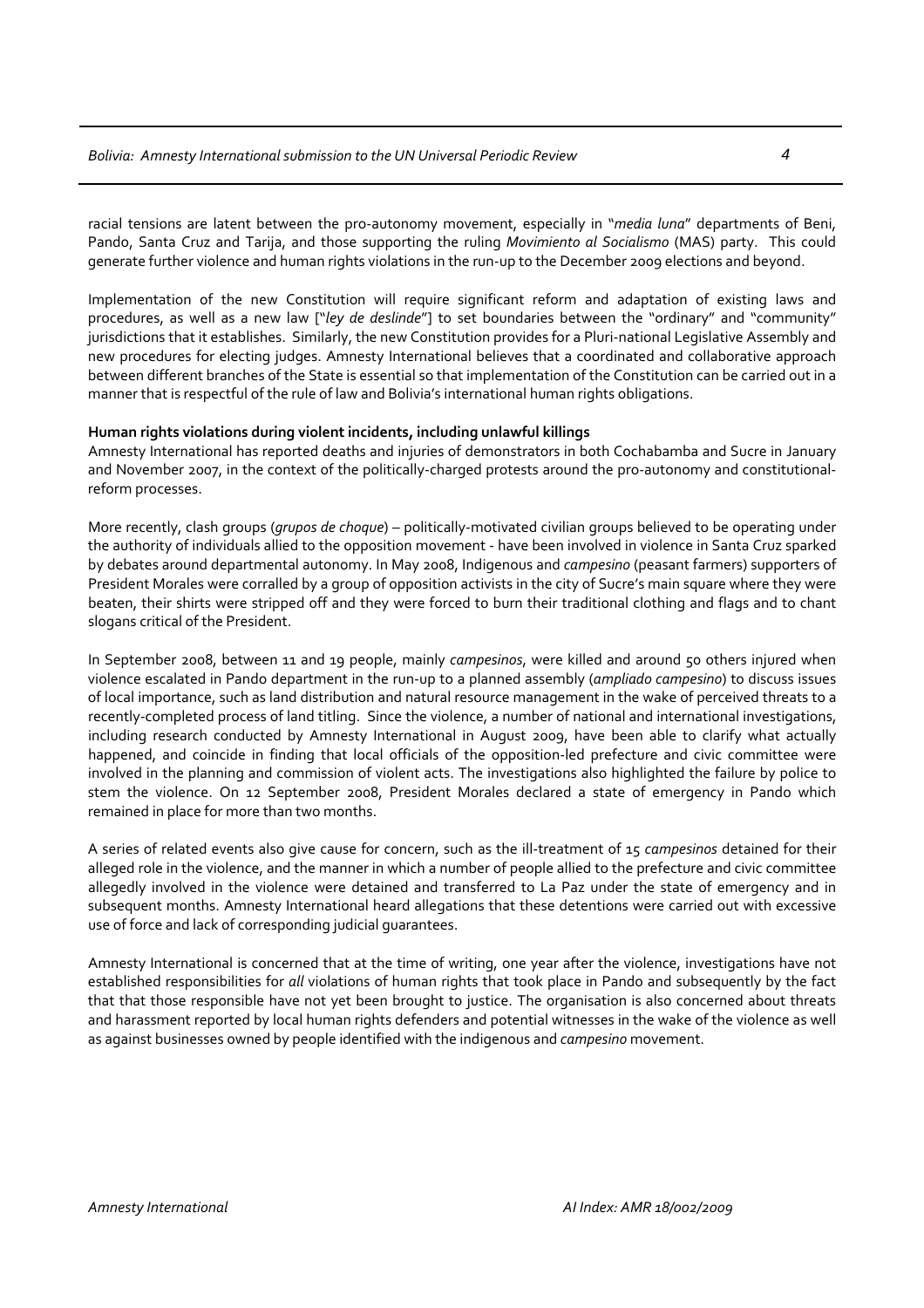racial tensions are latent between the pro-autonomy movement, especially in "*media luna*" departments of Beni, Pando, Santa Cruz and Tarija, and those supporting the ruling *Movimiento al Socialismo* (MAS) party. This could generate further violence and human rights violations in the run-up to the December 2009 elections and beyond.

Implementation of the new Constitution will require significant reform and adaptation of existing laws and procedures, as well as a new law ["*ley de deslinde*"] to set boundaries between the "ordinary" and "community" jurisdictions that it establishes. Similarly, the new Constitution provides for a Pluri-national Legislative Assembly and new procedures for electing judges. Amnesty International believes that a coordinated and collaborative approach between different branches of the State is essential so that implementation of the Constitution can be carried out in a manner that is respectful of the rule of law and Bolivia's international human rights obligations.

**Human rights violations during violent incidents, including unlawful killings**

Amnesty International has reported deaths and injuries of demonstrators in both Cochabamba and Sucre in January and November 2007, in the context of the politically-charged protests around the pro-autonomy and constitutional-reform processes.

More recently, clash groups (*grupos de choque*) – politically-motivated civilian groups believed to be operating under the authority of individuals allied to the opposition movement - have been involved in violence in Santa Cruz sparked by debates around departmental autonomy. In May 2008, Indigenous and *campesino* (peasant farmers) supporters of President Morales were corralled by a group of opposition activists in the city of Sucre's main square where they were beaten, their shirts were stripped off and they were forced to burn their traditional clothing and flags and to chant slogans critical of the President.

In September 2008, between 11 and 19 people, mainly *campesinos*, were killed and around 50 others injured when violence escalated in Pando department in the run-up to a planned assembly (*ampliado campesino*) to discuss issues of local importance, such as land distribution and natural resource management in the wake of perceived threats to a recently-completed process of land titling. Since the violence, a number of national and international investigations, including research conducted by Amnesty International in August 2009, have been able to clarify what actually happened, and coincide in finding that local officials of the opposition-led prefecture and civic committee were involved in the planning and commission of violent acts. The investigations also highlighted the failure by police to stem the violence. On 12 September 2008, President Morales declared a state of emergency in Pando which remained in place for more than two months.

A series of related events also give cause for concern, such as the ill-treatment of 15 *campesinos* detained for their alleged role in the violence, and the manner in which a number of people allied to the prefecture and civic committee allegedly involved in the violence were detained and transferred to La Paz under the state of emergency and in subsequent months. Amnesty International heard allegations that these detentions were carried out with excessive use of force and lack of corresponding judicial guarantees.

Amnesty International is concerned that at the time of writing, one year after the violence, investigations have not established responsibilities for *all* violations of human rights that took place in Pando and subsequently by the fact that that those responsible have not yet been brought to justice. The organisation is also concerned about threats and harassment reported by local human rights defenders and potential witnesses in the wake of the violence as well as against businesses owned by people identified with the indigenous and *campesino* movement.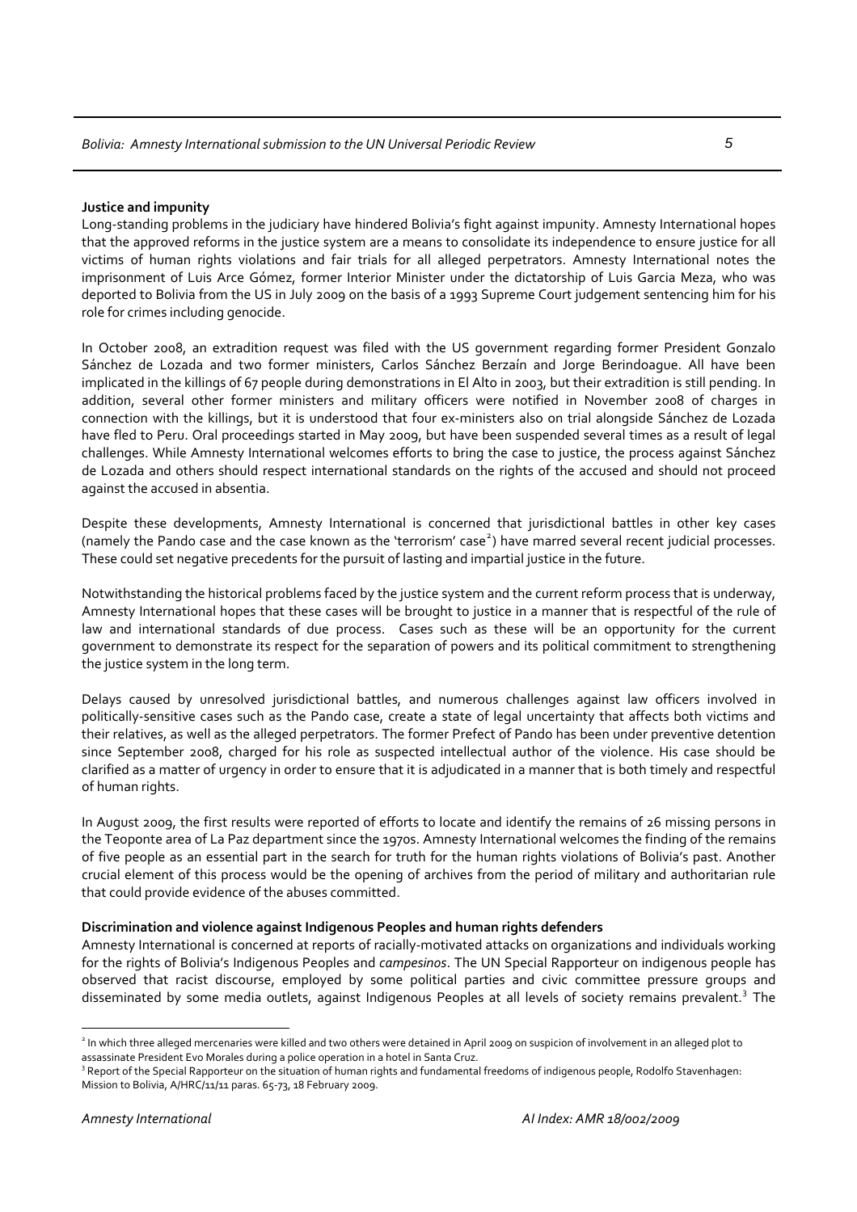**Justice and impunity**

Long-standing problems in the judiciary have hindered Bolivia's fight against impunity. Amnesty International hopes that the approved reforms in the justice system are a means to consolidate its independence to ensure justice for all victims of human rights violations and fair trials for all alleged perpetrators. Amnesty International notes the imprisonment of Luis Arce Gómez, former Interior Minister under the dictatorship of Luis Garcia Meza, who was deported to Bolivia from the US in July 2009 on the basis of a 1993 Supreme Court judgement sentencing him for his role for crimes including genocide.

In October 2008, an extradition request was filed with the US government regarding former President Gonzalo Sánchez de Lozada and two former ministers, Carlos Sánchez Berzaín and Jorge Berindoague. All have been implicated in the killings of 67 people during demonstrations in El Alto in 2003, but their extradition is still pending. In addition, several other former ministers and military officers were notified in November 2008 of charges in connection with the killings, but it is understood that four ex-ministers also on trial alongside Sánchez de Lozada have fled to Peru. Oral proceedings started in May 2009, but have been suspended several times as a result of legal challenges. While Amnesty International welcomes efforts to bring the case to justice, the process against Sánchez de Lozada and others should respect international standards on the rights of the accused and should not proceed against the accused in absentia.

Despite these developments, Amnesty International is concerned that jurisdictional battles in other key cases (namely the Pando case and the case known as the 'terrorism' case[2]) have marred several recent judicial processes. These could set negative precedents for the pursuit of lasting and impartial justice in the future.

Notwithstanding the historical problems faced by the justice system and the current reform process that is underway, Amnesty International hopes that these cases will be brought to justice in a manner that is respectful of the rule of law and international standards of due process. Cases such as these will be an opportunity for the current government to demonstrate its respect for the separation of powers and its political commitment to strengthening the justice system in the long term.

Delays caused by unresolved jurisdictional battles, and numerous challenges against law officers involved in politically-sensitive cases such as the Pando case, create a state of legal uncertainty that affects both victims and their relatives, as well as the alleged perpetrators. The former Prefect of Pando has been under preventive detention since September 2008, charged for his role as suspected intellectual author of the violence. His case should be clarified as a matter of urgency in order to ensure that it is adjudicated in a manner that is both timely and respectful of human rights.

In August 2009, the first results were reported of efforts to locate and identify the remains of 26 missing persons in the Teoponte area of La Paz department since the 1970s. Amnesty International welcomes the finding of the remains of five people as an essential part in the search for truth for the human rights violations of Bolivia's past. Another crucial element of this process would be the opening of archives from the period of military and authoritarian rule that could provide evidence of the abuses committed.

**Discrimination and violence against Indigenous Peoples and human rights defenders**

Amnesty International is concerned at reports of racially-motivated attacks on organizations and individuals working for the rights of Bolivia's Indigenous Peoples and *campesinos*. The UN Special Rapporteur on indigenous people has observed that racist discourse, employed by some political parties and civic committee pressure groups and disseminated by some media outlets, against Indigenous Peoples at all levels of society remains prevalent.[3] The

---

[2] In which three alleged mercenaries were killed and two others were detained in April 2009 on suspicion of involvement in an alleged plot to assassinate President Evo Morales during a police operation in a hotel in Santa Cruz.

[3] Report of the Special Rapporteur on the situation of human rights and fundamental freedoms of indigenous people, Rodolfo Stavenhagen: Mission to Bolivia, A/HRC/11/11 paras. 65-73, 18 February 2009.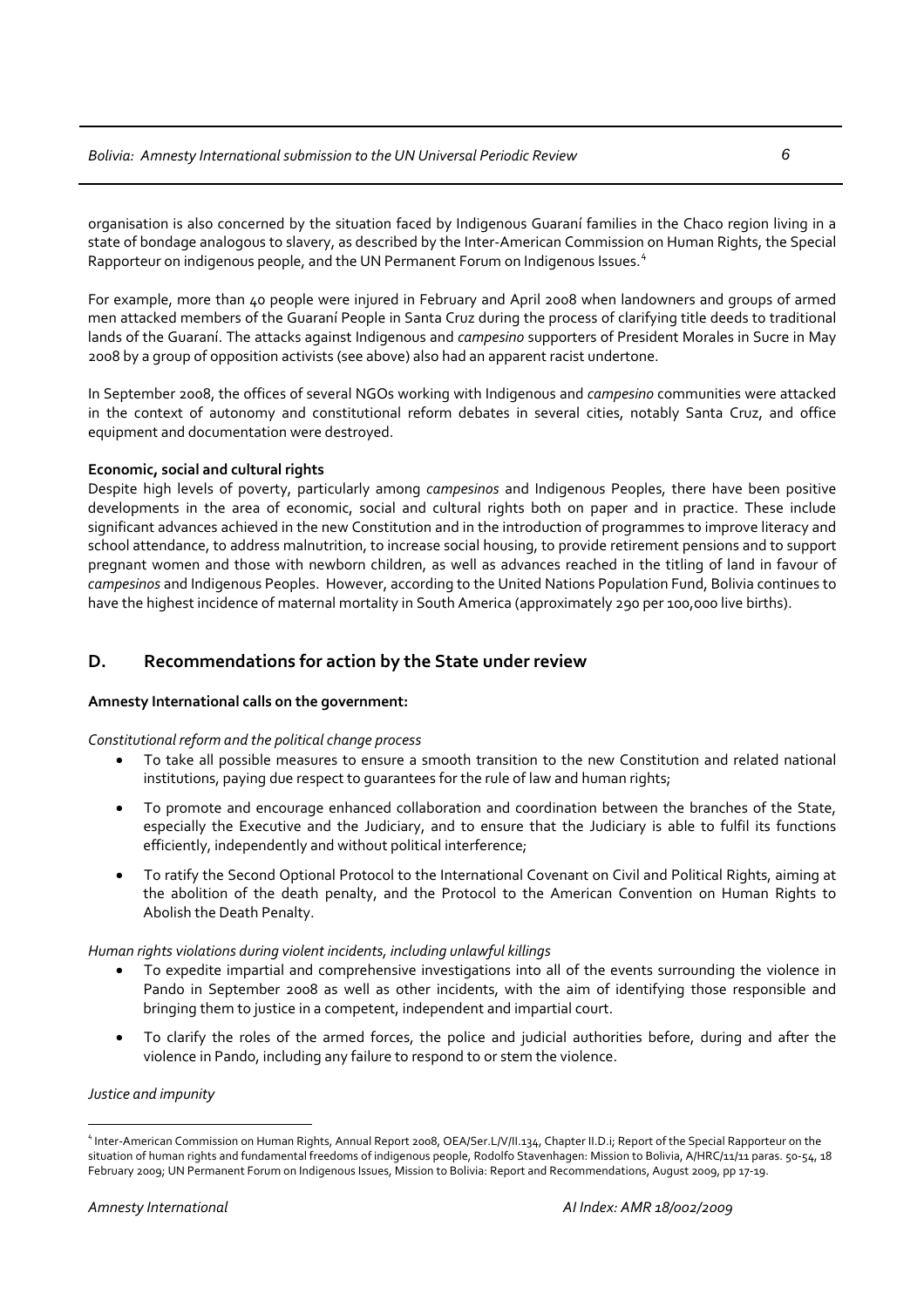organisation is also concerned by the situation faced by Indigenous Guaraní families in the Chaco region living in a state of bondage analogous to slavery, as described by the Inter-American Commission on Human Rights, the Special Rapporteur on indigenous people, and the UN Permanent Forum on Indigenous Issues.[4]

For example, more than 40 people were injured in February and April 2008 when landowners and groups of armed men attacked members of the Guaraní People in Santa Cruz during the process of clarifying title deeds to traditional lands of the Guaraní. The attacks against Indigenous and *campesino* supporters of President Morales in Sucre in May 2008 by a group of opposition activists (see above) also had an apparent racist undertone.

In September 2008, the offices of several NGOs working with Indigenous and *campesino* communities were attacked in the context of autonomy and constitutional reform debates in several cities, notably Santa Cruz, and office equipment and documentation were destroyed.

**Economic, social and cultural rights**

Despite high levels of poverty, particularly among *campesinos* and Indigenous Peoples, there have been positive developments in the area of economic, social and cultural rights both on paper and in practice. These include significant advances achieved in the new Constitution and in the introduction of programmes to improve literacy and school attendance, to address malnutrition, to increase social housing, to provide retirement pensions and to support pregnant women and those with newborn children, as well as advances reached in the titling of land in favour of *campesinos* and Indigenous Peoples. However, according to the United Nations Population Fund, Bolivia continues to have the highest incidence of maternal mortality in South America (approximately 290 per 100,000 live births).

## D. Recommendations for action by the State under review

**Amnesty International calls on the government:**

*Constitutional reform and the political change process*

- To take all possible measures to ensure a smooth transition to the new Constitution and related national institutions, paying due respect to guarantees for the rule of law and human rights;
- To promote and encourage enhanced collaboration and coordination between the branches of the State, especially the Executive and the Judiciary, and to ensure that the Judiciary is able to fulfil its functions efficiently, independently and without political interference;
- To ratify the Second Optional Protocol to the International Covenant on Civil and Political Rights, aiming at the abolition of the death penalty, and the Protocol to the American Convention on Human Rights to Abolish the Death Penalty.

*Human rights violations during violent incidents, including unlawful killings*

- To expedite impartial and comprehensive investigations into all of the events surrounding the violence in Pando in September 2008 as well as other incidents, with the aim of identifying those responsible and bringing them to justice in a competent, independent and impartial court.
- To clarify the roles of the armed forces, the police and judicial authorities before, during and after the violence in Pando, including any failure to respond to or stem the violence.

*Justice and impunity*

---

[4] Inter-American Commission on Human Rights, Annual Report 2008, OEA/Ser.L/V/II.134, Chapter II.D.i; Report of the Special Rapporteur on the situation of human rights and fundamental freedoms of indigenous people, Rodolfo Stavenhagen: Mission to Bolivia, A/HRC/11/11 paras. 50-54, 18 February 2009; UN Permanent Forum on Indigenous Issues, Mission to Bolivia: Report and Recommendations, August 2009, pp 17-19.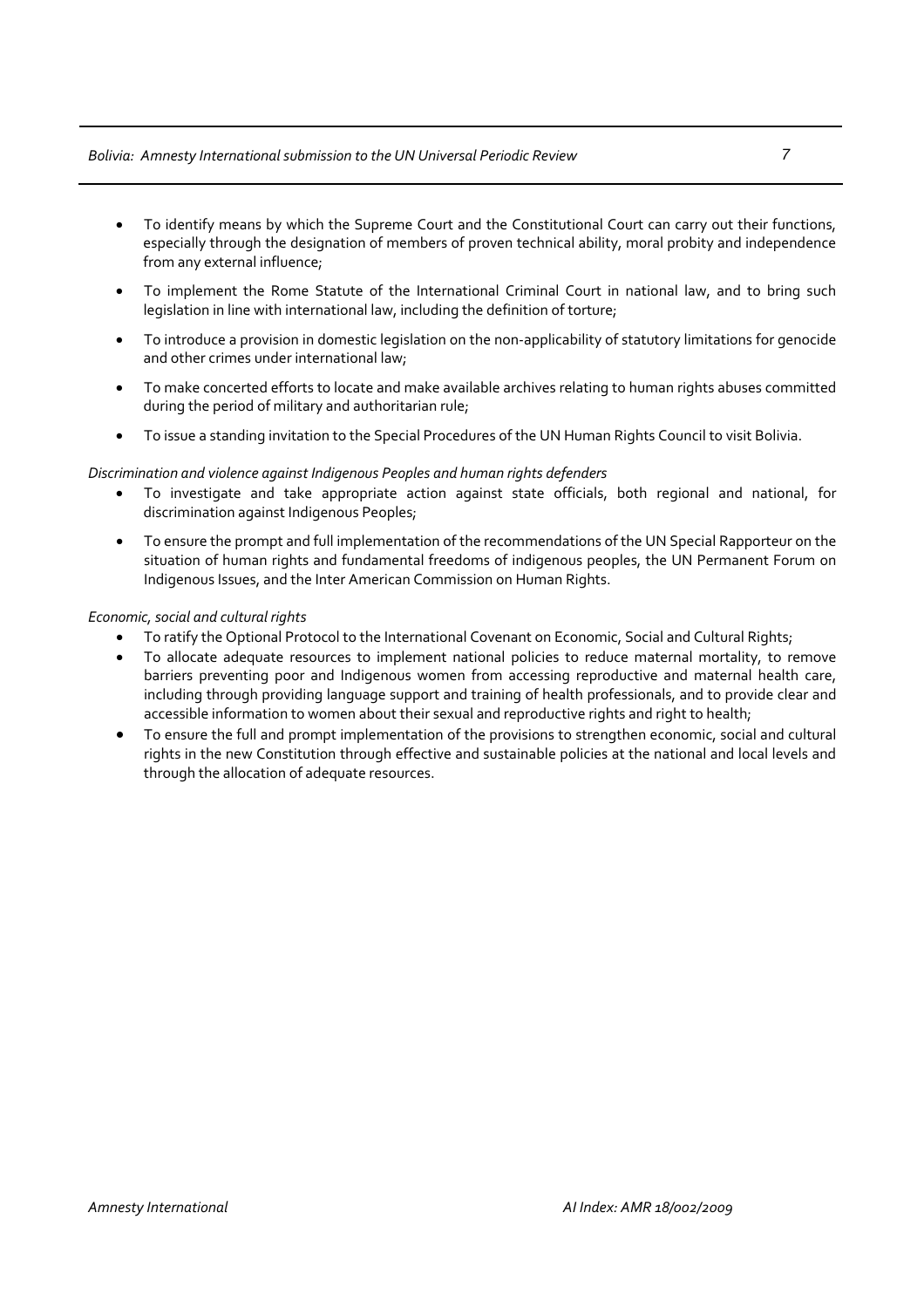- To identify means by which the Supreme Court and the Constitutional Court can carry out their functions, especially through the designation of members of proven technical ability, moral probity and independence from any external influence;
- To implement the Rome Statute of the International Criminal Court in national law, and to bring such legislation in line with international law, including the definition of torture;
- To introduce a provision in domestic legislation on the non-applicability of statutory limitations for genocide and other crimes under international law;
- To make concerted efforts to locate and make available archives relating to human rights abuses committed during the period of military and authoritarian rule;
- To issue a standing invitation to the Special Procedures of the UN Human Rights Council to visit Bolivia.

*Discrimination and violence against Indigenous Peoples and human rights defenders*

- To investigate and take appropriate action against state officials, both regional and national, for discrimination against Indigenous Peoples;
- To ensure the prompt and full implementation of the recommendations of the UN Special Rapporteur on the situation of human rights and fundamental freedoms of indigenous peoples, the UN Permanent Forum on Indigenous Issues, and the Inter American Commission on Human Rights.

*Economic, social and cultural rights*

- To ratify the Optional Protocol to the International Covenant on Economic, Social and Cultural Rights;
- To allocate adequate resources to implement national policies to reduce maternal mortality, to remove barriers preventing poor and Indigenous women from accessing reproductive and maternal health care, including through providing language support and training of health professionals, and to provide clear and accessible information to women about their sexual and reproductive rights and right to health;
- To ensure the full and prompt implementation of the provisions to strengthen economic, social and cultural rights in the new Constitution through effective and sustainable policies at the national and local levels and through the allocation of adequate resources.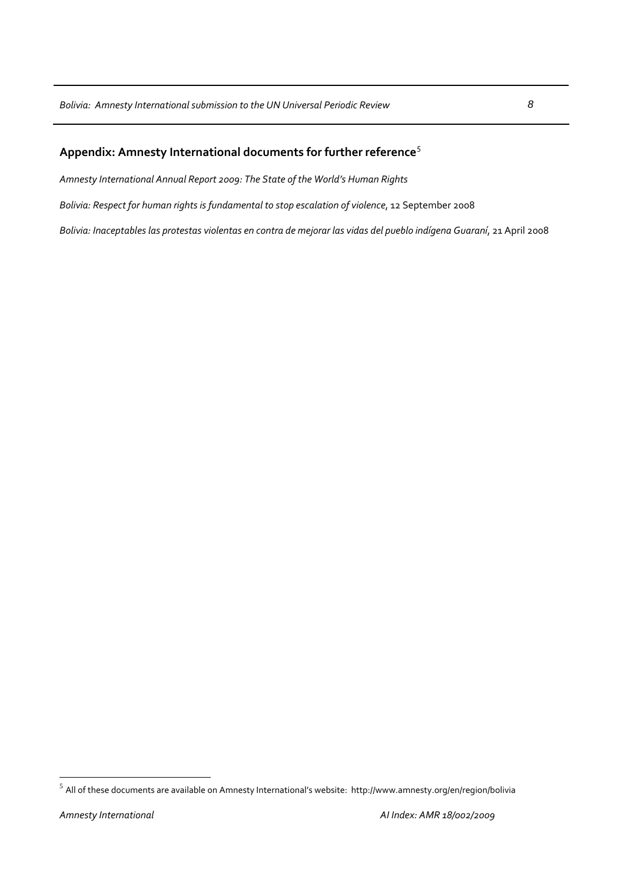## Appendix: Amnesty International documents for further reference[5]

*Amnesty International Annual Report 2009: The State of the World's Human Rights*

*Bolivia: Respect for human rights is fundamental to stop escalation of violence*, 12 September 2008

*Bolivia: Inaceptables las protestas violentas en contra de mejorar las vidas del pueblo indígena Guaraní*, 21 April 2008

[5] All of these documents are available on Amnesty International's website: http://www.amnesty.org/en/region/bolivia